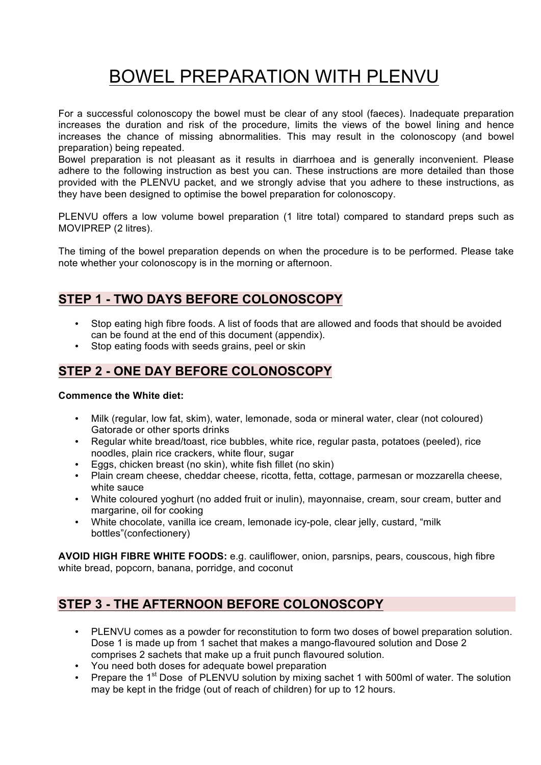# BOWEL PREPARATION WITH PLENVU

For a successful colonoscopy the bowel must be clear of any stool (faeces). Inadequate preparation increases the duration and risk of the procedure, limits the views of the bowel lining and hence increases the chance of missing abnormalities. This may result in the colonoscopy (and bowel preparation) being repeated.
Bowel preparation is not pleasant as it results in diarrhoea and is generally inconvenient. Please adhere to the following instruction as best you can. These instructions are more detailed than those provided with the PLENVU packet, and we strongly advise that you adhere to these instructions, as they have been designed to optimise the bowel preparation for colonoscopy.

PLENVU offers a low volume bowel preparation (1 litre total) compared to standard preps such as MOVIPREP (2 litres).

The timing of the bowel preparation depends on when the procedure is to be performed. Please take note whether your colonoscopy is in the morning or afternoon.

## STEP 1 - TWO DAYS BEFORE COLONOSCOPY

- Stop eating high fibre foods. A list of foods that are allowed and foods that should be avoided can be found at the end of this document (appendix).
- Stop eating foods with seeds grains, peel or skin

## STEP 2 - ONE DAY BEFORE COLONOSCOPY

**Commence the White diet:**

- Milk (regular, low fat, skim), water, lemonade, soda or mineral water, clear (not coloured) Gatorade or other sports drinks
- Regular white bread/toast, rice bubbles, white rice, regular pasta, potatoes (peeled), rice noodles, plain rice crackers, white flour, sugar
- Eggs, chicken breast (no skin), white fish fillet (no skin)
- Plain cream cheese, cheddar cheese, ricotta, fetta, cottage, parmesan or mozzarella cheese, white sauce
- White coloured yoghurt (no added fruit or inulin), mayonnaise, cream, sour cream, butter and margarine, oil for cooking
- White chocolate, vanilla ice cream, lemonade icy-pole, clear jelly, custard, "milk bottles"(confectionery)

**AVOID HIGH FIBRE WHITE FOODS:** e.g. cauliflower, onion, parsnips, pears, couscous, high fibre white bread, popcorn, banana, porridge, and coconut

## STEP 3 - THE AFTERNOON BEFORE COLONOSCOPY

- PLENVU comes as a powder for reconstitution to form two doses of bowel preparation solution. Dose 1 is made up from 1 sachet that makes a mango-flavoured solution and Dose 2 comprises 2 sachets that make up a fruit punch flavoured solution.
- You need both doses for adequate bowel preparation
- Prepare the 1st Dose of PLENVU solution by mixing sachet 1 with 500ml of water. The solution may be kept in the fridge (out of reach of children) for up to 12 hours.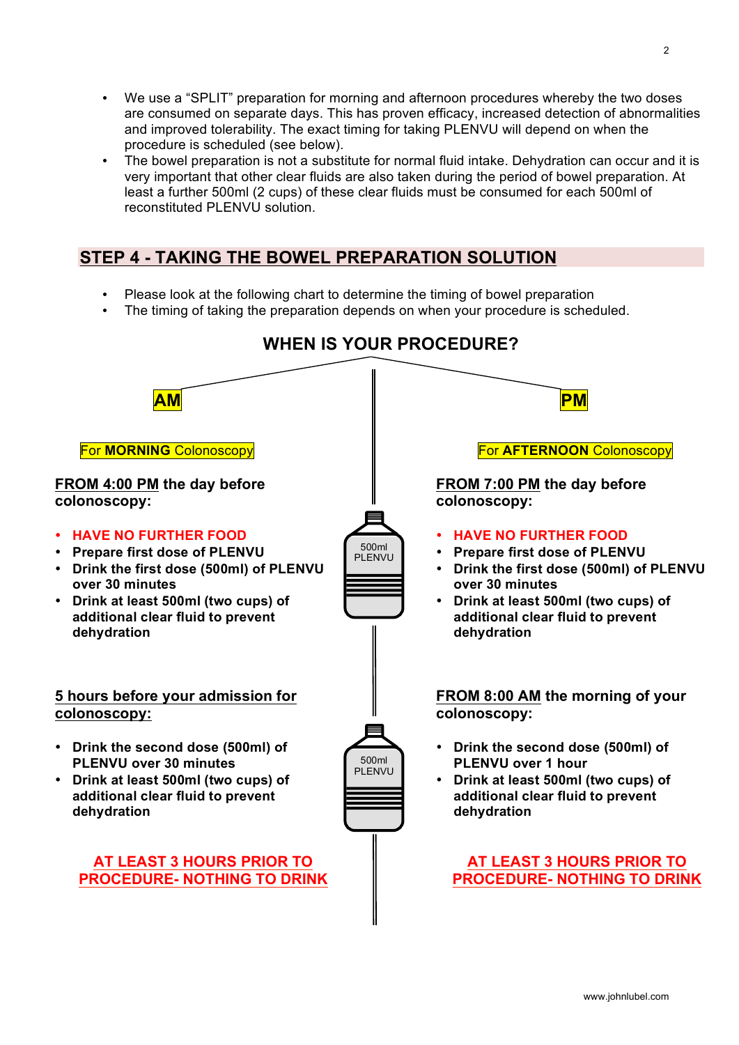- We use a "SPLIT" preparation for morning and afternoon procedures whereby the two doses are consumed on separate days. This has proven efficacy, increased detection of abnormalities and improved tolerability. The exact timing for taking PLENVU will depend on when the procedure is scheduled (see below).
- The bowel preparation is not a substitute for normal fluid intake. Dehydration can occur and it is very important that other clear fluids are also taken during the period of bowel preparation. At least a further 500ml (2 cups) of these clear fluids must be consumed for each 500ml of reconstituted PLENVU solution.

## STEP 4 - TAKING THE BOWEL PREPARATION SOLUTION

- Please look at the following chart to determine the timing of bowel preparation
- The timing of taking the preparation depends on when your procedure is scheduled.

### WHEN IS YOUR PROCEDURE?

### AM

For **MORNING** Colonoscopy

**FROM 4:00 PM the day before colonoscopy:**

- **HAVE NO FURTHER FOOD**
- **Prepare first dose of PLENVU**
- **Drink the first dose (500ml) of PLENVU over 30 minutes**
- **Drink at least 500ml (two cups) of additional clear fluid to prevent dehydration**

**5 hours before your admission for colonoscopy:**

- **Drink the second dose (500ml) of PLENVU over 30 minutes**
- **Drink at least 500ml (two cups) of additional clear fluid to prevent dehydration**

**AT LEAST 3 HOURS PRIOR TO PROCEDURE- NOTHING TO DRINK**

### PM

For **AFTERNOON** Colonoscopy

**FROM 7:00 PM the day before colonoscopy:**

- **HAVE NO FURTHER FOOD**
- **Prepare first dose of PLENVU**
- **Drink the first dose (500ml) of PLENVU over 30 minutes**
- **Drink at least 500ml (two cups) of additional clear fluid to prevent dehydration**

**FROM 8:00 AM the morning of your colonoscopy:**

- **Drink the second dose (500ml) of PLENVU over 1 hour**
- **Drink at least 500ml (two cups) of additional clear fluid to prevent dehydration**

**AT LEAST 3 HOURS PRIOR TO PROCEDURE- NOTHING TO DRINK**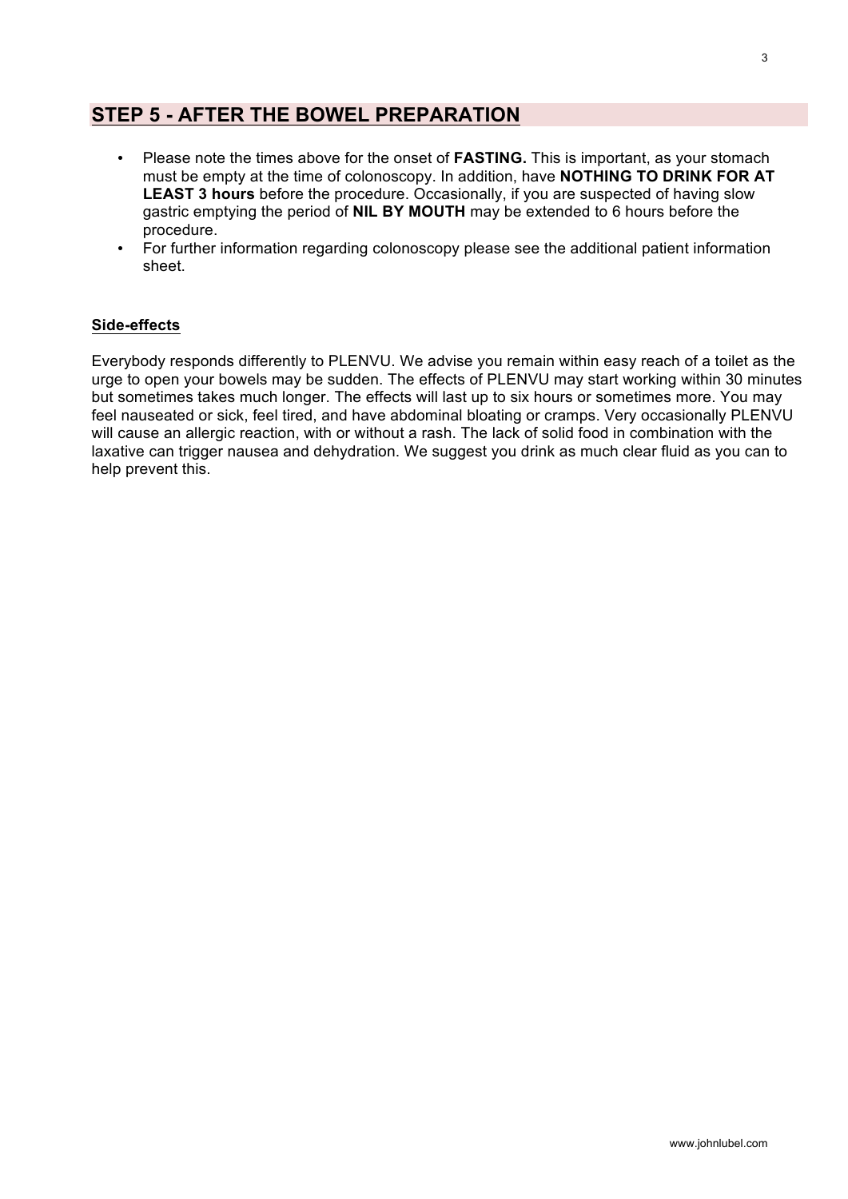## STEP 5 - AFTER THE BOWEL PREPARATION

- Please note the times above for the onset of **FASTING.** This is important, as your stomach must be empty at the time of colonoscopy. In addition, have **NOTHING TO DRINK FOR AT LEAST 3 hours** before the procedure. Occasionally, if you are suspected of having slow gastric emptying the period of **NIL BY MOUTH** may be extended to 6 hours before the procedure.
- For further information regarding colonoscopy please see the additional patient information sheet.

### Side-effects

Everybody responds differently to PLENVU. We advise you remain within easy reach of a toilet as the urge to open your bowels may be sudden. The effects of PLENVU may start working within 30 minutes but sometimes takes much longer. The effects will last up to six hours or sometimes more. You may feel nauseated or sick, feel tired, and have abdominal bloating or cramps. Very occasionally PLENVU will cause an allergic reaction, with or without a rash. The lack of solid food in combination with the laxative can trigger nausea and dehydration. We suggest you drink as much clear fluid as you can to help prevent this.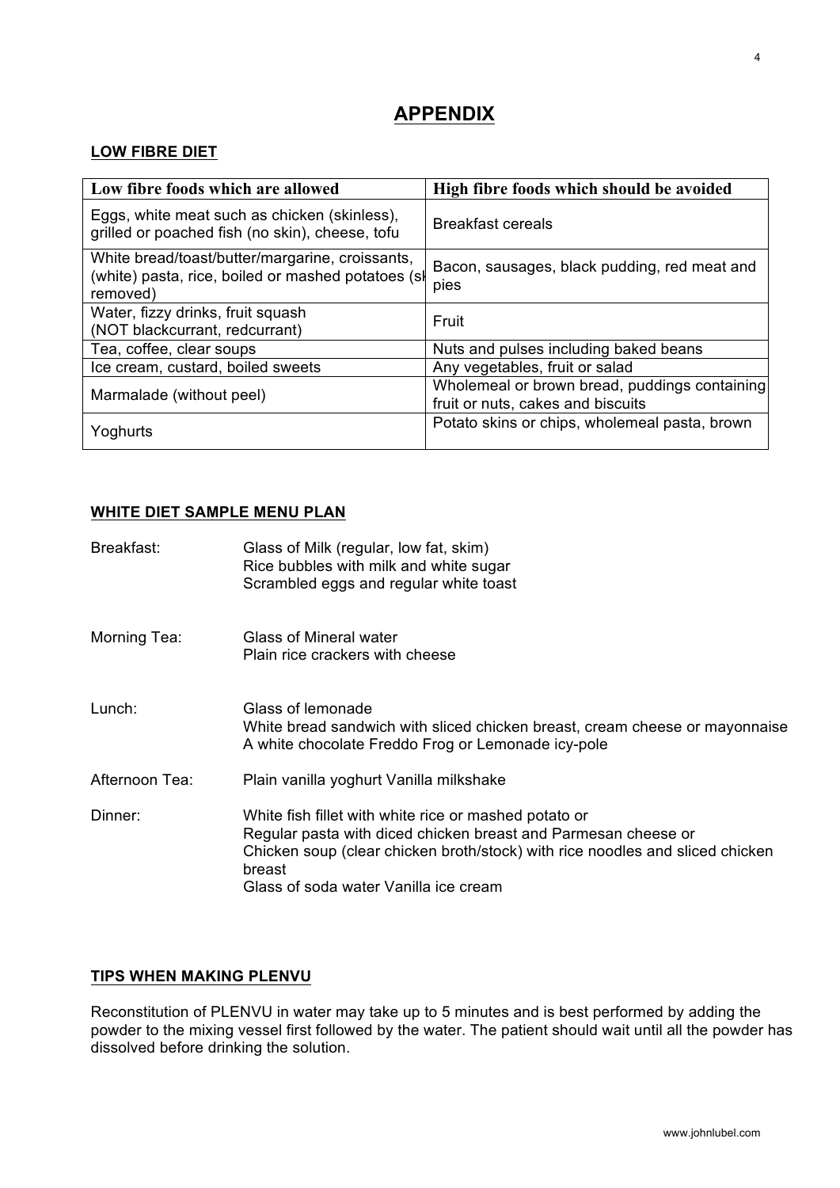# APPENDIX

## LOW FIBRE DIET

| Low fibre foods which are allowed | High fibre foods which should be avoided |
|---|---|
| Eggs, white meat such as chicken (skinless), grilled or poached fish (no skin), cheese, tofu | Breakfast cereals |
| White bread/toast/butter/margarine, croissants, (white) pasta, rice, boiled or mashed potatoes (sk removed) | Bacon, sausages, black pudding, red meat and pies |
| Water, fizzy drinks, fruit squash (NOT blackcurrant, redcurrant) | Fruit |
| Tea, coffee, clear soups | Nuts and pulses including baked beans |
| Ice cream, custard, boiled sweets | Any vegetables, fruit or salad |
| Marmalade (without peel) | Wholemeal or brown bread, puddings containing fruit or nuts, cakes and biscuits |
| Yoghurts | Potato skins or chips, wholemeal pasta, brown |

## WHITE DIET SAMPLE MENU PLAN

**Breakfast:**
Glass of Milk (regular, low fat, skim)
Rice bubbles with milk and white sugar
Scrambled eggs and regular white toast

**Morning Tea:**
Glass of Mineral water
Plain rice crackers with cheese

**Lunch:**
Glass of lemonade
White bread sandwich with sliced chicken breast, cream cheese or mayonnaise
A white chocolate Freddo Frog or Lemonade icy-pole

**Afternoon Tea:**
Plain vanilla yoghurt Vanilla milkshake

**Dinner:**
White fish fillet with white rice or mashed potato or
Regular pasta with diced chicken breast and Parmesan cheese or
Chicken soup (clear chicken broth/stock) with rice noodles and sliced chicken breast
Glass of soda water Vanilla ice cream

## TIPS WHEN MAKING PLENVU

Reconstitution of PLENVU in water may take up to 5 minutes and is best performed by adding the powder to the mixing vessel first followed by the water. The patient should wait until all the powder has dissolved before drinking the solution.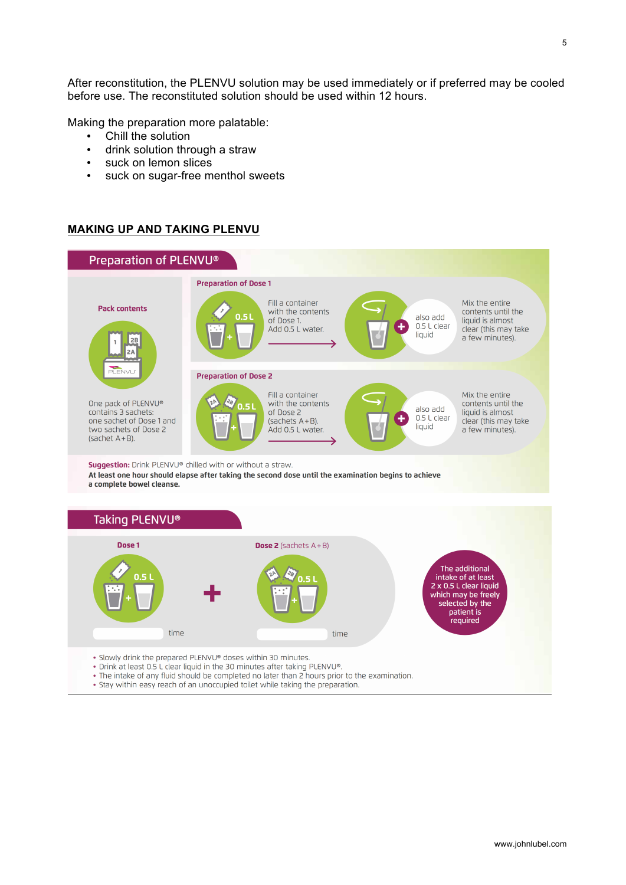After reconstitution, the PLENVU solution may be used immediately or if preferred may be cooled before use. The reconstituted solution should be used within 12 hours.

Making the preparation more palatable:

- Chill the solution
- drink solution through a straw
- suck on lemon slices
- suck on sugar-free menthol sweets

## MAKING UP AND TAKING PLENVU

### Preparation of PLENVU®

**Pack contents**

One pack of PLENVU® contains 3 sachets: one sachet of Dose 1 and two sachets of Dose 2 (sachet A+B).

**Preparation of Dose 1**

Fill a container with the contents of Dose 1. Add 0.5 L water.

also add 0.5 L clear liquid

Mix the entire contents until the liquid is almost clear (this may take a few minutes).

**Preparation of Dose 2**

Fill a container with the contents of Dose 2 (sachets A+B). Add 0.5 L water.

also add 0.5 L clear liquid

Mix the entire contents until the liquid is almost clear (this may take a few minutes).

**Suggestion:** Drink PLENVU® chilled with or without a straw.

**At least one hour should elapse after taking the second dose until the examination begins to achieve a complete bowel cleanse.**

### Taking PLENVU®

**Dose 1** — 0.5 L — time

**Dose 2** (sachets A+B) — 0.5 L — time

The additional intake of at least 2 x 0.5 L clear liquid which may be freely selected by the patient is required

- Slowly drink the prepared PLENVU® doses within 30 minutes.
- Drink at least 0.5 L clear liquid in the 30 minutes after taking PLENVU®.
- The intake of any fluid should be completed no later than 2 hours prior to the examination.
- Stay within easy reach of an unoccupied toilet while taking the preparation.

www.johnlubel.com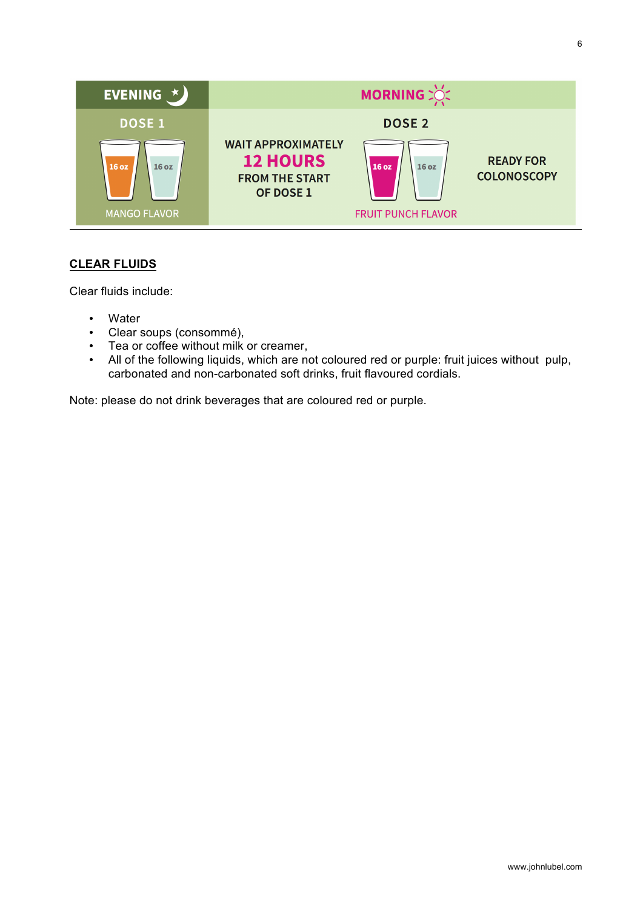EVENING

DOSE 1

16 oz 16 oz

MANGO FLAVOR

MORNING

WAIT APPROXIMATELY **12 HOURS** FROM THE START OF DOSE 1

DOSE 2

16 oz 16 oz

FRUIT PUNCH FLAVOR

READY FOR COLONOSCOPY

## CLEAR FLUIDS

Clear fluids include:

- Water
- Clear soups (consommé),
- Tea or coffee without milk or creamer,
- All of the following liquids, which are not coloured red or purple: fruit juices without pulp, carbonated and non-carbonated soft drinks, fruit flavoured cordials.

Note: please do not drink beverages that are coloured red or purple.

www.johnlubel.com